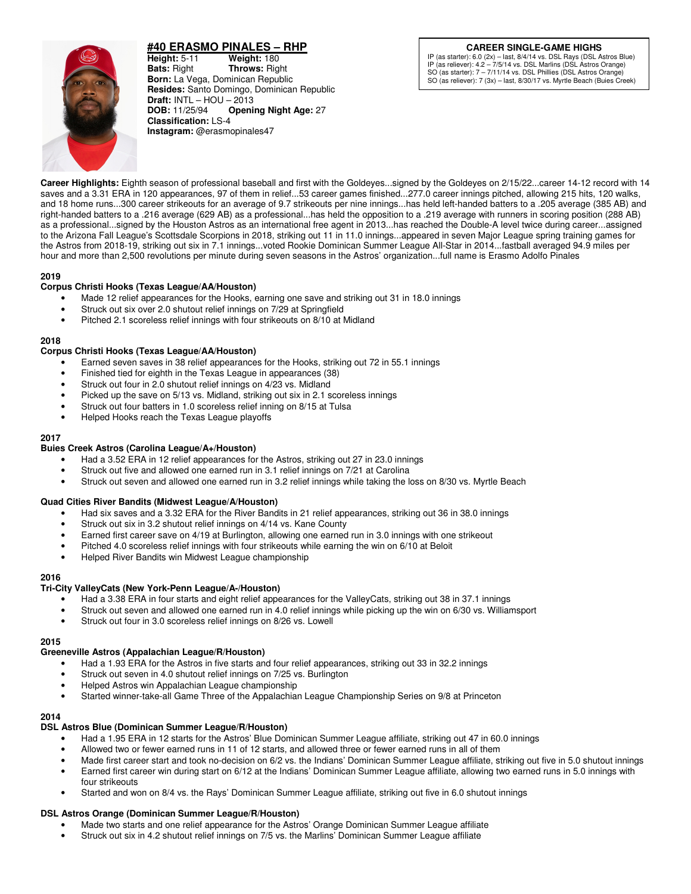# #40 ERASMO PINALES – RHP

**Height:** 5-11 **Weight:** 180
**Bats:** Right **Throws:** Right
**Born:** La Vega, Dominican Republic
**Resides:** Santo Domingo, Dominican Republic
**Draft:** INTL – HOU – 2013
**DOB:** 11/25/94 **Opening Night Age:** 27
**Classification:** LS-4
**Instagram:** @erasmopinales47

**CAREER SINGLE-GAME HIGHS**

IP (as starter): 6.0 (2x) – last, 8/4/14 vs. DSL Rays (DSL Astros Blue)
IP (as reliever): 4.2 – 7/5/14 vs. DSL Marlins (DSL Astros Orange)
SO (as starter): 7 – 7/11/14 vs. DSL Phillies (DSL Astros Orange)
SO (as reliever): 7 (3x) – last, 8/30/17 vs. Myrtle Beach (Buies Creek)

**Career Highlights:** Eighth season of professional baseball and first with the Goldeyes...signed by the Goldeyes on 2/15/22...career 14-12 record with 14 saves and a 3.31 ERA in 120 appearances, 97 of them in relief...53 career games finished...277.0 career innings pitched, allowing 215 hits, 120 walks, and 18 home runs...300 career strikeouts for an average of 9.7 strikeouts per nine innings...has held left-handed batters to a .205 average (385 AB) and right-handed batters to a .216 average (629 AB) as a professional...has held the opposition to a .219 average with runners in scoring position (288 AB) as a professional...signed by the Houston Astros as an international free agent in 2013...has reached the Double-A level twice during career...assigned to the Arizona Fall League's Scottsdale Scorpions in 2018, striking out 11 in 11.0 innings...appeared in seven Major League spring training games for the Astros from 2018-19, striking out six in 7.1 innings...voted Rookie Dominican Summer League All-Star in 2014...fastball averaged 94.9 miles per hour and more than 2,500 revolutions per minute during seven seasons in the Astros' organization...full name is Erasmo Adolfo Pinales

## 2019

### Corpus Christi Hooks (Texas League/AA/Houston)

- Made 12 relief appearances for the Hooks, earning one save and striking out 31 in 18.0 innings
- Struck out six over 2.0 shutout relief innings on 7/29 at Springfield
- Pitched 2.1 scoreless relief innings with four strikeouts on 8/10 at Midland

## 2018

### Corpus Christi Hooks (Texas League/AA/Houston)

- Earned seven saves in 38 relief appearances for the Hooks, striking out 72 in 55.1 innings
- Finished tied for eighth in the Texas League in appearances (38)
- Struck out four in 2.0 shutout relief innings on 4/23 vs. Midland
- Picked up the save on 5/13 vs. Midland, striking out six in 2.1 scoreless innings
- Struck out four batters in 1.0 scoreless relief inning on 8/15 at Tulsa
- Helped Hooks reach the Texas League playoffs

## 2017

### Buies Creek Astros (Carolina League/A+/Houston)

- Had a 3.52 ERA in 12 relief appearances for the Astros, striking out 27 in 23.0 innings
- Struck out five and allowed one earned run in 3.1 relief innings on 7/21 at Carolina
- Struck out seven and allowed one earned run in 3.2 relief innings while taking the loss on 8/30 vs. Myrtle Beach

### Quad Cities River Bandits (Midwest League/A/Houston)

- Had six saves and a 3.32 ERA for the River Bandits in 21 relief appearances, striking out 36 in 38.0 innings
- Struck out six in 3.2 shutout relief innings on 4/14 vs. Kane County
- Earned first career save on 4/19 at Burlington, allowing one earned run in 3.0 innings with one strikeout
- Pitched 4.0 scoreless relief innings with four strikeouts while earning the win on 6/10 at Beloit
- Helped River Bandits win Midwest League championship

## 2016

### Tri-City ValleyCats (New York-Penn League/A-/Houston)

- Had a 3.38 ERA in four starts and eight relief appearances for the ValleyCats, striking out 38 in 37.1 innings
- Struck out seven and allowed one earned run in 4.0 relief innings while picking up the win on 6/30 vs. Williamsport
- Struck out four in 3.0 scoreless relief innings on 8/26 vs. Lowell

## 2015

### Greeneville Astros (Appalachian League/R/Houston)

- Had a 1.93 ERA for the Astros in five starts and four relief appearances, striking out 33 in 32.2 innings
- Struck out seven in 4.0 shutout relief innings on 7/25 vs. Burlington
- Helped Astros win Appalachian League championship
- Started winner-take-all Game Three of the Appalachian League Championship Series on 9/8 at Princeton

## 2014

### DSL Astros Blue (Dominican Summer League/R/Houston)

- Had a 1.95 ERA in 12 starts for the Astros' Blue Dominican Summer League affiliate, striking out 47 in 60.0 innings
- Allowed two or fewer earned runs in 11 of 12 starts, and allowed three or fewer earned runs in all of them
- Made first career start and took no-decision on 6/2 vs. the Indians' Dominican Summer League affiliate, striking out five in 5.0 shutout innings
- Earned first career win during start on 6/12 at the Indians' Dominican Summer League affiliate, allowing two earned runs in 5.0 innings with four strikeouts
- Started and won on 8/4 vs. the Rays' Dominican Summer League affiliate, striking out five in 6.0 shutout innings

### DSL Astros Orange (Dominican Summer League/R/Houston)

- Made two starts and one relief appearance for the Astros' Orange Dominican Summer League affiliate
- Struck out six in 4.2 shutout relief innings on 7/5 vs. the Marlins' Dominican Summer League affiliate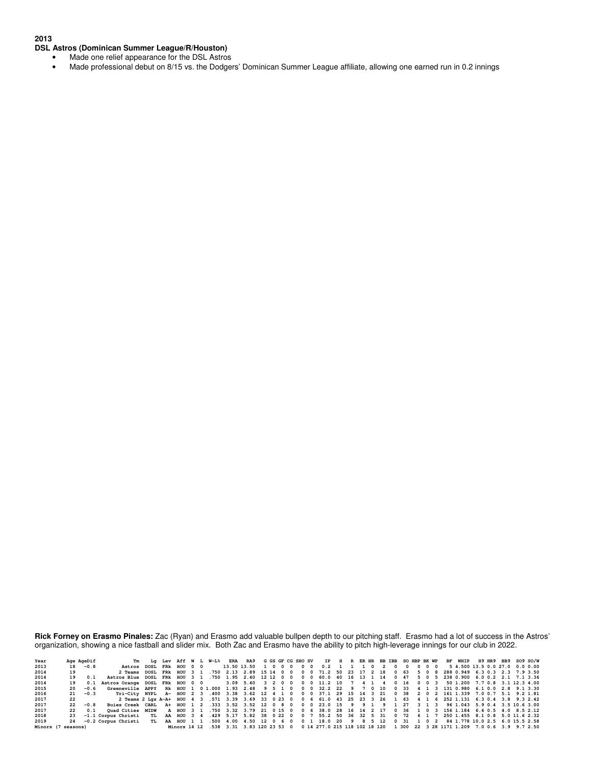## 2013

### DSL Astros (Dominican Summer League/R/Houston)

- Made one relief appearance for the DSL Astros
- Made professional debut on 8/15 vs. the Dodgers' Dominican Summer League affiliate, allowing one earned run in 0.2 innings

**Rick Forney on Erasmo Pinales:** Zac (Ryan) and Erasmo add valuable bullpen depth to our pitching staff. Erasmo had a lot of success in the Astros' organization, showing a nice fastball and slider mix. Both Zac and Erasmo have the ability to pitch high-leverage innings for our club in 2022.

| Year | Age | AgeDif | Tm | Lg | Lev | Aff | W | L | W-L% | ERA | RA9 | G | GS | GF | CG | SHO | SV | IP | H | R | ER | HR | BB | IBB | SO | HBP | BK | WP | BF | WHIP | H9 | HR9 | BB9 | SO9 | SO/W |
|---|---|---|---|---|---|---|---|---|---|---|---|---|---|---|---|---|---|---|---|---|---|---|---|---|---|---|---|---|---|---|---|---|---|---|---|
| 2013 | 18 | -0.8 | Astros | DOSL | FRk | HOU | 0 | 0 | | 13.50 | 13.50 | 1 | 0 | 0 | 0 | 0 | 0 | 0.2 | 1 | 1 | 1 | 0 | 2 | 0 | 0 | 0 | 0 | 0 | 5 | 4.500 | 13.5 | 0.0 | 27.0 | 0.0 | 0.00 |
| 2014 | 19 | | 2 Teams | DOSL | FRk | HOU | 3 | 1 | .750 | 2.13 | 2.89 | 15 | 14 | 0 | 0 | 0 | 0 | 71.2 | 50 | 23 | 17 | 2 | 18 | 0 | 63 | 5 | 0 | 8 | 288 | 0.949 | 6.3 | 0.3 | 2.3 | 7.9 | 3.50 |
| 2014 | 19 | 0.1 | Astros Blue | DOSL | FRk | HOU | 3 | 1 | .750 | 1.95 | 2.40 | 12 | 12 | 0 | 0 | 0 | 0 | 60.0 | 40 | 16 | 13 | 1 | 14 | 0 | 47 | 5 | 0 | 5 | 238 | 0.900 | 6.0 | 0.2 | 2.1 | 7.1 | 3.36 |
| 2014 | 19 | 0.1 | Astros Orange | DOSL | FRk | HOU | 0 | 0 | | 3.09 | 5.40 | 3 | 2 | 0 | 0 | 0 | 0 | 11.2 | 10 | 7 | 4 | 1 | 4 | 0 | 16 | 0 | 0 | 3 | 50 | 1.200 | 7.7 | 0.8 | 3.1 | 12.3 | 4.00 |
| 2015 | 20 | -0.6 | Greeneville | APPY | Rk | HOU | 1 | 0 | 1.000 | 1.93 | 2.48 | 9 | 5 | 1 | 0 | 0 | 0 | 32.2 | 22 | 9 | 7 | 0 | 10 | 0 | 33 | 4 | 1 | 3 | 131 | 0.980 | 6.1 | 0.0 | 2.8 | 9.1 | 3.30 |
| 2016 | 21 | -0.3 | Tri-City | NYPL | A- | HOU | 2 | 3 | .400 | 3.38 | 3.62 | 12 | 4 | 1 | 0 | 0 | 0 | 37.1 | 29 | 15 | 14 | 3 | 21 | 0 | 38 | 2 | 0 | 2 | 161 | 1.339 | 7.0 | 0.7 | 5.1 | 9.2 | 1.81 |
| 2017 | 22 | | 2 Teams | 2 Lgs | A-A+ | HOU | 4 | 3 | .571 | 3.39 | 3.69 | 33 | 0 | 23 | 0 | 0 | 6 | 61.0 | 43 | 25 | 23 | 3 | 26 | 1 | 63 | 4 | 1 | 6 | 252 | 1.131 | 6.3 | 0.4 | 3.8 | 9.3 | 2.42 |
| 2017 | 22 | -0.8 | Buies Creek | CARL | A+ | HOU | 1 | 2 | .333 | 3.52 | 3.52 | 12 | 0 | 8 | 0 | 0 | 0 | 23.0 | 15 | 9 | 9 | 1 | 9 | 1 | 27 | 3 | 1 | 3 | 96 | 1.043 | 5.9 | 0.4 | 3.5 | 10.6 | 3.00 |
| 2017 | 22 | 0.1 | Quad Cities | MIDW | A | HOU | 3 | 1 | .750 | 3.32 | 3.79 | 21 | 0 | 15 | 0 | 0 | 6 | 38.0 | 28 | 16 | 14 | 2 | 17 | 0 | 36 | 1 | 0 | 3 | 156 | 1.184 | 6.6 | 0.5 | 4.0 | 8.5 | 2.12 |
| 2018 | 23 | -1.1 | Corpus Christi | TL | AA | HOU | 3 | 4 | .429 | 5.17 | 5.82 | 38 | 0 | 22 | 0 | 0 | 7 | 55.2 | 50 | 36 | 32 | 5 | 31 | 0 | 72 | 6 | 1 | 7 | 250 | 1.455 | 8.1 | 0.8 | 5.0 | 11.6 | 2.32 |
| 2019 | 24 | -0.2 | Corpus Christi | TL | AA | HOU | 1 | 1 | .500 | 4.00 | 4.50 | 12 | 0 | 6 | 0 | 0 | 1 | 18.0 | 20 | 9 | 8 | 5 | 12 | 0 | 31 | 1 | 0 | 2 | 84 | 1.778 | 10.0 | 2.5 | 6.0 | 15.5 | 2.58 |
| Minors (7 seasons) | | | | | | Minors | 14 | 12 | .538 | 3.31 | 3.83 | 120 | 23 | 53 | 0 | 0 | 14 | 277.0 | 215 | 118 | 102 | 18 | 120 | 1 | 300 | 22 | 3 | 28 | 1171 | 1.209 | 7.0 | 0.6 | 3.9 | 9.7 | 2.50 |